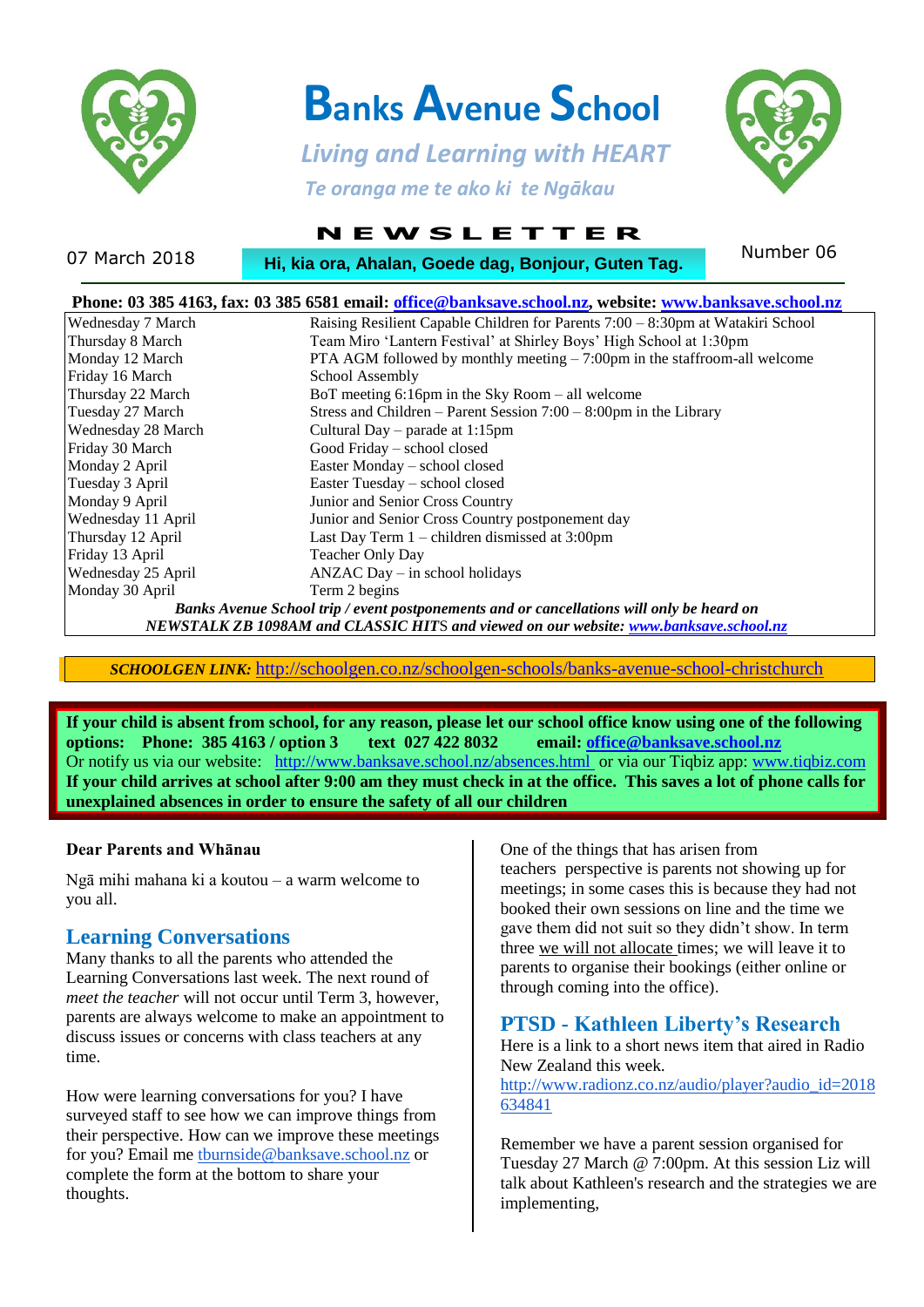# Banks Avenue School

*Living and Learning with HEART*

*Te oranga me te ako ki te Ngākau*

## NEWSLETTER

07 March 2018

**Hi, kia ora, Ahalan, Goede dag, Bonjour, Guten Tag.**

Number 06

**Phone: 03 385 4163, fax: 03 385 6581 email: office@banksave.school.nz, website: www.banksave.school.nz**

| | |
|---|---|
| Wednesday 7 March | Raising Resilient Capable Children for Parents 7:00 – 8:30pm at Watakiri School |
| Thursday 8 March | Team Miro 'Lantern Festival' at Shirley Boys' High School at 1:30pm |
| Monday 12 March | PTA AGM followed by monthly meeting – 7:00pm in the staffroom-all welcome |
| Friday 16 March | School Assembly |
| Thursday 22 March | BoT meeting 6:16pm in the Sky Room – all welcome |
| Tuesday 27 March | Stress and Children – Parent Session 7:00 – 8:00pm in the Library |
| Wednesday 28 March | Cultural Day – parade at 1:15pm |
| Friday 30 March | Good Friday – school closed |
| Monday 2 April | Easter Monday – school closed |
| Tuesday 3 April | Easter Tuesday – school closed |
| Monday 9 April | Junior and Senior Cross Country |
| Wednesday 11 April | Junior and Senior Cross Country postponement day |
| Thursday 12 April | Last Day Term 1 – children dismissed at 3:00pm |
| Friday 13 April | Teacher Only Day |
| Wednesday 25 April | ANZAC Day – in school holidays |
| Monday 30 April | Term 2 begins |

***Banks Avenue School trip / event postponements and or cancellations will only be heard on NEWSTALK ZB 1098AM and CLASSIC HITS and viewed on our website: www.banksave.school.nz***

***SCHOOLGEN LINK:*** http://schoolgen.co.nz/schoolgen-schools/banks-avenue-school-christchurch

**If your child is absent from school, for any reason, please let our school office know using one of the following options: Phone: 385 4163 / option 3 text 027 422 8032 email: office@banksave.school.nz**
Or notify us via our website: http://www.banksave.school.nz/absences.html or via our Tiqbiz app: www.tiqbiz.com
**If your child arrives at school after 9:00 am they must check in at the office. This saves a lot of phone calls for unexplained absences in order to ensure the safety of all our children**

**Dear Parents and Whānau**

Ngā mihi mahana ki a koutou – a warm welcome to you all.

## Learning Conversations

Many thanks to all the parents who attended the Learning Conversations last week. The next round of *meet the teacher* will not occur until Term 3, however, parents are always welcome to make an appointment to discuss issues or concerns with class teachers at any time.

How were learning conversations for you? I have surveyed staff to see how we can improve things from their perspective. How can we improve these meetings for you? Email me tburnside@banksave.school.nz or complete the form at the bottom to share your thoughts.

One of the things that has arisen from teachers perspective is parents not showing up for meetings; in some cases this is because they had not booked their own sessions on line and the time we gave them did not suit so they didn't show. In term three we will not allocate times; we will leave it to parents to organise their bookings (either online or through coming into the office).

## PTSD - Kathleen Liberty's Research

Here is a link to a short news item that aired in Radio New Zealand this week.
http://www.radionz.co.nz/audio/player?audio_id=2018634841

Remember we have a parent session organised for Tuesday 27 March @ 7:00pm. At this session Liz will talk about Kathleen's research and the strategies we are implementing,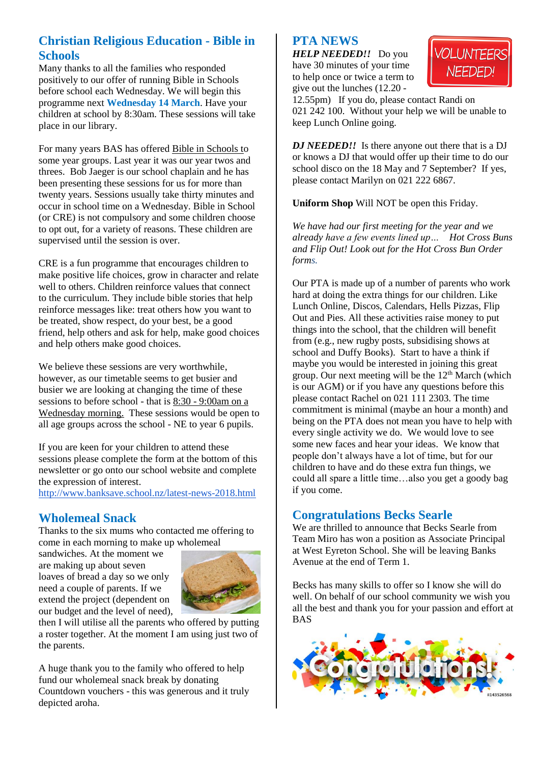## Christian Religious Education - Bible in Schools

Many thanks to all the families who responded positively to our offer of running Bible in Schools before school each Wednesday. We will begin this programme next **Wednesday 14 March**. Have your children at school by 8:30am. These sessions will take place in our library.

For many years BAS has offered Bible in Schools to some year groups. Last year it was our year twos and threes. Bob Jaeger is our school chaplain and he has been presenting these sessions for us for more than twenty years. Sessions usually take thirty minutes and occur in school time on a Wednesday. Bible in School (or CRE) is not compulsory and some children choose to opt out, for a variety of reasons. These children are supervised until the session is over.

CRE is a fun programme that encourages children to make positive life choices, grow in character and relate well to others. Children reinforce values that connect to the curriculum. They include bible stories that help reinforce messages like: treat others how you want to be treated, show respect, do your best, be a good friend, help others and ask for help, make good choices and help others make good choices.

We believe these sessions are very worthwhile, however, as our timetable seems to get busier and busier we are looking at changing the time of these sessions to before school - that is 8:30 - 9:00am on a Wednesday morning. These sessions would be open to all age groups across the school - NE to year 6 pupils.

If you are keen for your children to attend these sessions please complete the form at the bottom of this newsletter or go onto our school website and complete the expression of interest.
http://www.banksave.school.nz/latest-news-2018.html

## Wholemeal Snack

Thanks to the six mums who contacted me offering to come in each morning to make up wholemeal sandwiches. At the moment we are making up about seven loaves of bread a day so we only need a couple of parents. If we extend the project (dependent on our budget and the level of need), then I will utilise all the parents who offered by putting a roster together. At the moment I am using just two of the parents.

A huge thank you to the family who offered to help fund our wholemeal snack break by donating Countdown vouchers - this was generous and it truly depicted aroha.

## PTA NEWS

***HELP NEEDED!!*** Do you have 30 minutes of your time to help once or twice a term to give out the lunches (12.20 - 12.55pm) If you do, please contact Randi on 021 242 100. Without your help we will be unable to keep Lunch Online going.

***DJ NEEDED!!*** Is there anyone out there that is a DJ or knows a DJ that would offer up their time to do our school disco on the 18 May and 7 September? If yes, please contact Marilyn on 021 222 6867.

**Uniform Shop** Will NOT be open this Friday.

*We have had our first meeting for the year and we already have a few events lined up… Hot Cross Buns and Flip Out! Look out for the Hot Cross Bun Order forms.*

Our PTA is made up of a number of parents who work hard at doing the extra things for our children. Like Lunch Online, Discos, Calendars, Hells Pizzas, Flip Out and Pies. All these activities raise money to put things into the school, that the children will benefit from (e.g., new rugby posts, subsidising shows at school and Duffy Books). Start to have a think if maybe you would be interested in joining this great group. Our next meeting will be the 12th March (which is our AGM) or if you have any questions before this please contact Rachel on 021 111 2303. The time commitment is minimal (maybe an hour a month) and being on the PTA does not mean you have to help with every single activity we do. We would love to see some new faces and hear your ideas. We know that people don't always have a lot of time, but for our children to have and do these extra fun things, we could all spare a little time…also you get a goody bag if you come.

## Congratulations Becks Searle

We are thrilled to announce that Becks Searle from Team Miro has won a position as Associate Principal at West Eyreton School. She will be leaving Banks Avenue at the end of Term 1.

Becks has many skills to offer so I know she will do well. On behalf of our school community we wish you all the best and thank you for your passion and effort at BAS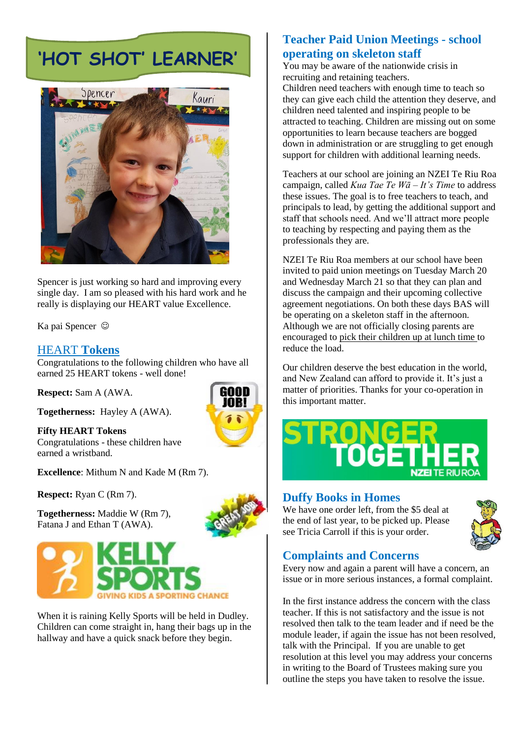# 'HOT SHOT' LEARNER'

Spencer is just working so hard and improving every single day. I am so pleased with his hard work and he really is displaying our HEART value Excellence.

Ka pai Spencer ☺

## HEART Tokens

Congratulations to the following children who have all earned 25 HEART tokens - well done!

**Respect:** Sam A (AWA.

**Togetherness:** Hayley A (AWA).

**Fifty HEART Tokens**
Congratulations - these children have earned a wristband.

**Excellence**: Mithum N and Kade M (Rm 7).

**Respect:** Ryan C (Rm 7).

**Togetherness:** Maddie W (Rm 7), Fatana J and Ethan T (AWA).

KELLY SPORTS
GIVING KIDS A SPORTING CHANCE

When it is raining Kelly Sports will be held in Dudley. Children can come straight in, hang their bags up in the hallway and have a quick snack before they begin.

## Teacher Paid Union Meetings - school operating on skeleton staff

You may be aware of the nationwide crisis in recruiting and retaining teachers.
Children need teachers with enough time to teach so they can give each child the attention they deserve, and children need talented and inspiring people to be attracted to teaching. Children are missing out on some opportunities to learn because teachers are bogged down in administration or are struggling to get enough support for children with additional learning needs.

Teachers at our school are joining an NZEI Te Riu Roa campaign, called *Kua Tae Te Wā – It's Time* to address these issues. The goal is to free teachers to teach, and principals to lead, by getting the additional support and staff that schools need. And we'll attract more people to teaching by respecting and paying them as the professionals they are.

NZEI Te Riu Roa members at our school have been invited to paid union meetings on Tuesday March 20 and Wednesday March 21 so that they can plan and discuss the campaign and their upcoming collective agreement negotiations. On both these days BAS will be operating on a skeleton staff in the afternoon. Although we are not officially closing parents are encouraged to pick their children up at lunch time to reduce the load.

Our children deserve the best education in the world, and New Zealand can afford to provide it. It's just a matter of priorities. Thanks for your co-operation in this important matter.

STRONGER TOGETHER
NZEI TE RIU ROA

## Duffy Books in Homes

We have one order left, from the $5 deal at the end of last year, to be picked up. Please see Tricia Carroll if this is your order.

## Complaints and Concerns

Every now and again a parent will have a concern, an issue or in more serious instances, a formal complaint.

In the first instance address the concern with the class teacher. If this is not satisfactory and the issue is not resolved then talk to the team leader and if need be the module leader, if again the issue has not been resolved, talk with the Principal. If you are unable to get resolution at this level you may address your concerns in writing to the Board of Trustees making sure you outline the steps you have taken to resolve the issue.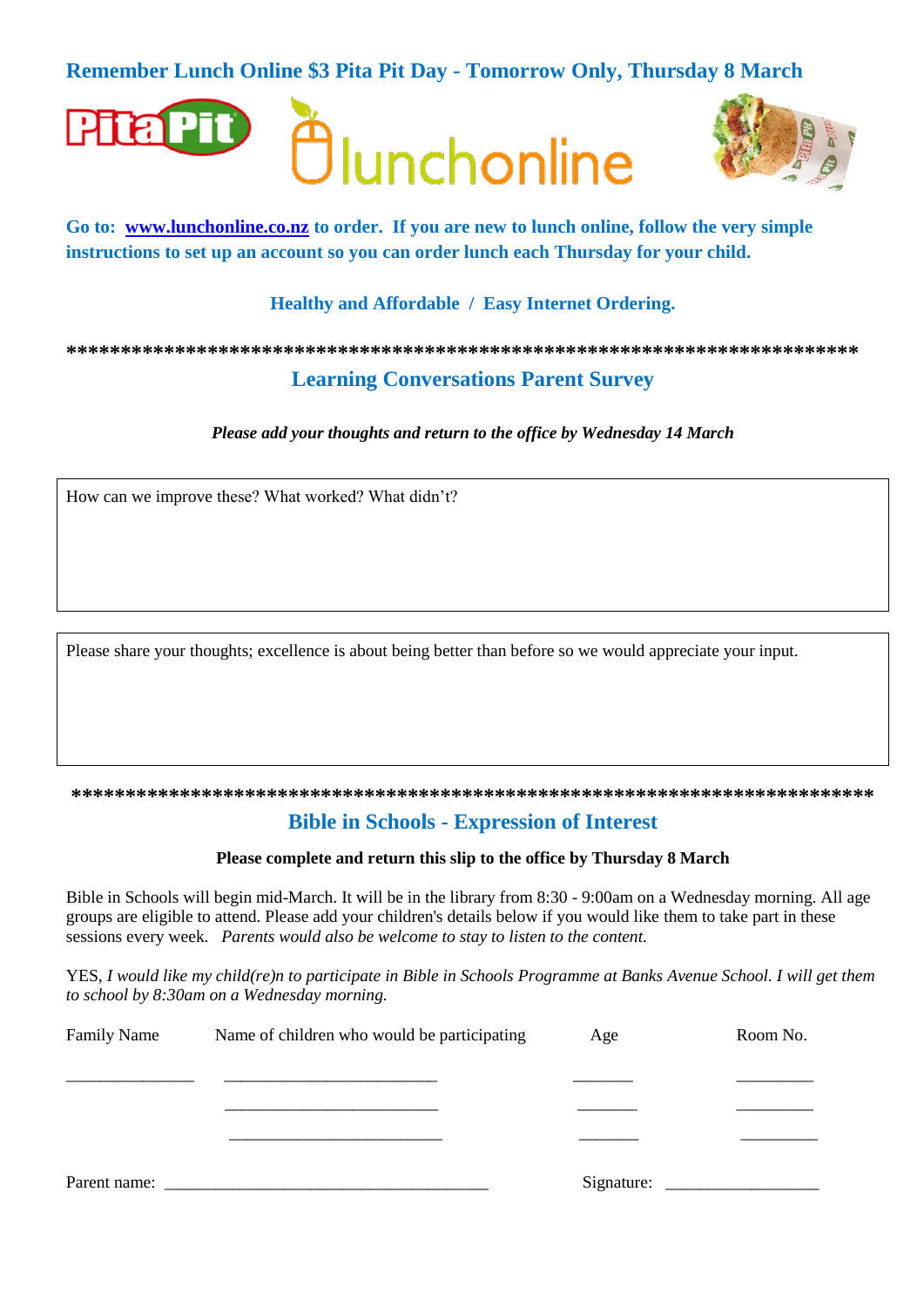## Remember Lunch Online $3 Pita Pit Day - Tomorrow Only, Thursday 8 March

**Go to: [www.lunchonline.co.nz](http://www.lunchonline.co.nz) to order. If you are new to lunch online, follow the very simple instructions to set up an account so you can order lunch each Thursday for your child.**

**Healthy and Affordable / Easy Internet Ordering.**

**\*\*\*\*\*\*\*\*\*\*\*\*\*\*\*\*\*\*\*\*\*\*\*\*\*\*\*\*\*\*\*\*\*\*\*\*\*\*\*\*\*\*\*\*\*\*\*\*\*\*\*\*\*\*\*\*\*\*\*\*\*\*\*\*\*\*\*\*\*\*\*\*\*\*\*\*\***

## Learning Conversations Parent Survey

***Please add your thoughts and return to the office by Wednesday 14 March***

How can we improve these? What worked? What didn't?

Please share your thoughts; excellence is about being better than before so we would appreciate your input.

**\*\*\*\*\*\*\*\*\*\*\*\*\*\*\*\*\*\*\*\*\*\*\*\*\*\*\*\*\*\*\*\*\*\*\*\*\*\*\*\*\*\*\*\*\*\*\*\*\*\*\*\*\*\*\*\*\*\*\*\*\*\*\*\*\*\*\*\*\*\*\*\*\*\*\*\*\***

## Bible in Schools - Expression of Interest

**Please complete and return this slip to the office by Thursday 8 March**

Bible in Schools will begin mid-March. It will be in the library from 8:30 - 9:00am on a Wednesday morning. All age groups are eligible to attend. Please add your children's details below if you would like them to take part in these sessions every week. *Parents would also be welcome to stay to listen to the content.*

YES, *I would like my child(re)n to participate in Bible in Schools Programme at Banks Avenue School. I will get them to school by 8:30am on a Wednesday morning.*

| Family Name | Name of children who would be participating | Age | Room No. |
|---|---|---|---|
| _______________ | _________________________ | _______ | _________ |
| | _________________________ | _______ | _________ |
| | _________________________ | _______ | _________ |

Parent name: ______________________________________ Signature: __________________